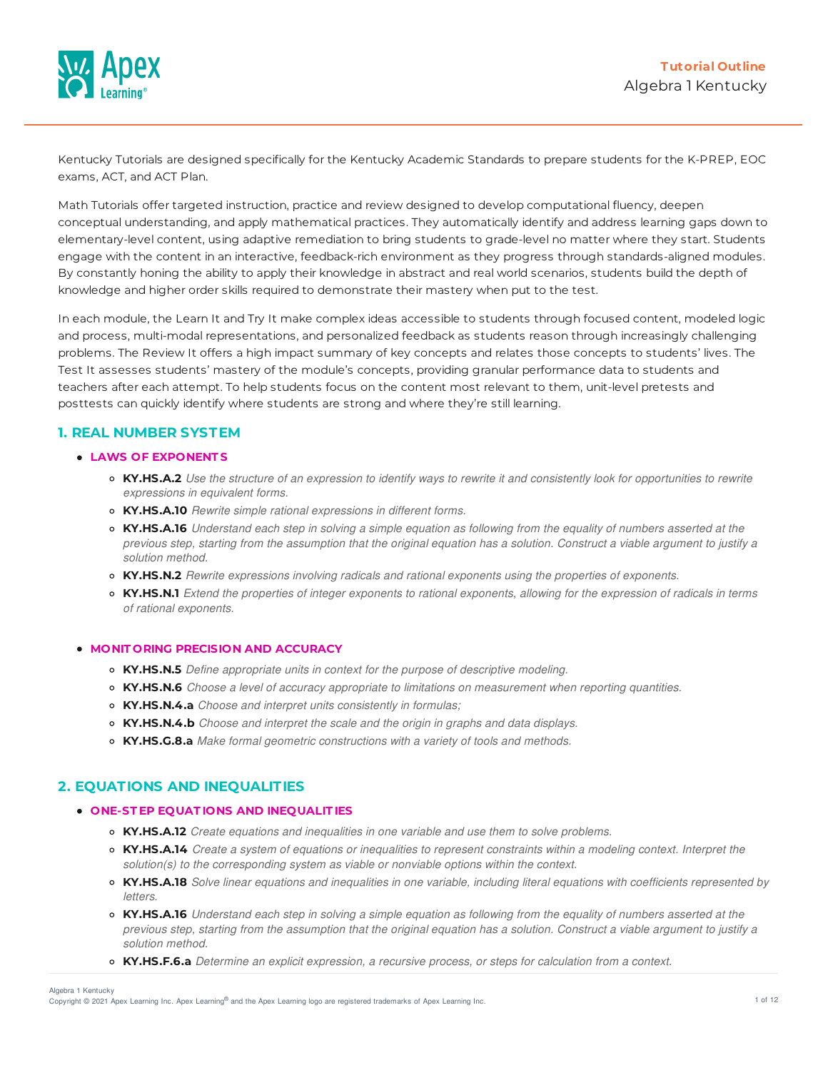**Tutorial Outline**

Algebra 1 Kentucky

Kentucky Tutorials are designed specifically for the Kentucky Academic Standards to prepare students for the K-PREP, EOC exams, ACT, and ACT Plan.

Math Tutorials offer targeted instruction, practice and review designed to develop computational fluency, deepen conceptual understanding, and apply mathematical practices. They automatically identify and address learning gaps down to elementary-level content, using adaptive remediation to bring students to grade-level no matter where they start. Students engage with the content in an interactive, feedback-rich environment as they progress through standards-aligned modules. By constantly honing the ability to apply their knowledge in abstract and real world scenarios, students build the depth of knowledge and higher order skills required to demonstrate their mastery when put to the test.

In each module, the Learn It and Try It make complex ideas accessible to students through focused content, modeled logic and process, multi-modal representations, and personalized feedback as students reason through increasingly challenging problems. The Review It offers a high impact summary of key concepts and relates those concepts to students' lives. The Test It assesses students' mastery of the module's concepts, providing granular performance data to students and teachers after each attempt. To help students focus on the content most relevant to them, unit-level pretests and posttests can quickly identify where students are strong and where they're still learning.

## 1. REAL NUMBER SYSTEM

- **LAWS OF EXPONENTS**
  - **KY.HS.A.2** *Use the structure of an expression to identify ways to rewrite it and consistently look for opportunities to rewrite expressions in equivalent forms.*
  - **KY.HS.A.10** *Rewrite simple rational expressions in different forms.*
  - **KY.HS.A.16** *Understand each step in solving a simple equation as following from the equality of numbers asserted at the previous step, starting from the assumption that the original equation has a solution. Construct a viable argument to justify a solution method.*
  - **KY.HS.N.2** *Rewrite expressions involving radicals and rational exponents using the properties of exponents.*
  - **KY.HS.N.1** *Extend the properties of integer exponents to rational exponents, allowing for the expression of radicals in terms of rational exponents.*

- **MONITORING PRECISION AND ACCURACY**
  - **KY.HS.N.5** *Define appropriate units in context for the purpose of descriptive modeling.*
  - **KY.HS.N.6** *Choose a level of accuracy appropriate to limitations on measurement when reporting quantities.*
  - **KY.HS.N.4.a** *Choose and interpret units consistently in formulas;*
  - **KY.HS.N.4.b** *Choose and interpret the scale and the origin in graphs and data displays.*
  - **KY.HS.G.8.a** *Make formal geometric constructions with a variety of tools and methods.*

## 2. EQUATIONS AND INEQUALITIES

- **ONE-STEP EQUATIONS AND INEQUALITIES**
  - **KY.HS.A.12** *Create equations and inequalities in one variable and use them to solve problems.*
  - **KY.HS.A.14** *Create a system of equations or inequalities to represent constraints within a modeling context. Interpret the solution(s) to the corresponding system as viable or nonviable options within the context.*
  - **KY.HS.A.18** *Solve linear equations and inequalities in one variable, including literal equations with coefficients represented by letters.*
  - **KY.HS.A.16** *Understand each step in solving a simple equation as following from the equality of numbers asserted at the previous step, starting from the assumption that the original equation has a solution. Construct a viable argument to justify a solution method.*
  - **KY.HS.F.6.a** *Determine an explicit expression, a recursive process, or steps for calculation from a context.*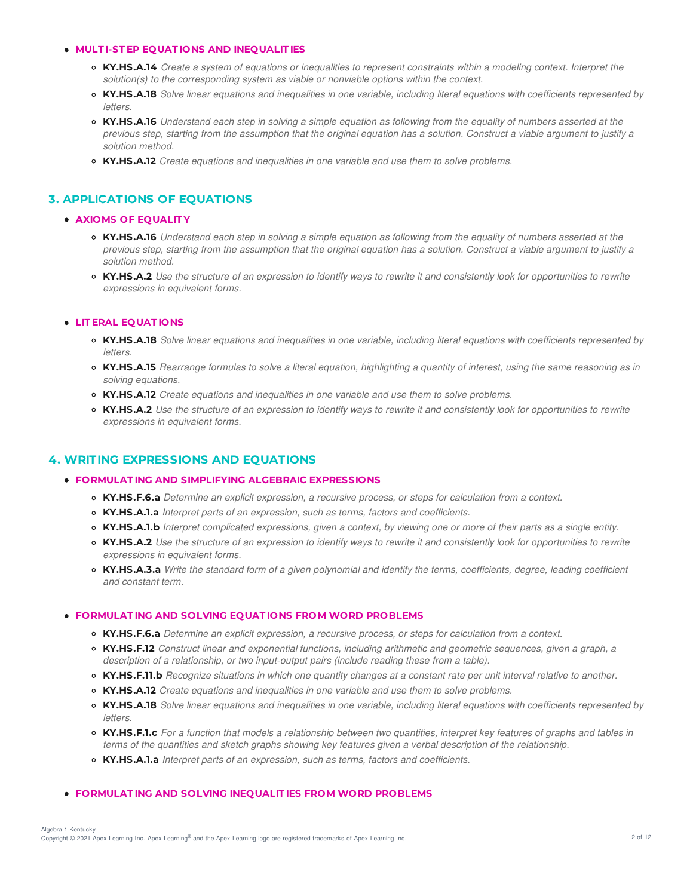- **MULTI-STEP EQUATIONS AND INEQUALITIES**
  - **KY.HS.A.14** *Create a system of equations or inequalities to represent constraints within a modeling context. Interpret the solution(s) to the corresponding system as viable or nonviable options within the context.*
  - **KY.HS.A.18** *Solve linear equations and inequalities in one variable, including literal equations with coefficients represented by letters.*
  - **KY.HS.A.16** *Understand each step in solving a simple equation as following from the equality of numbers asserted at the previous step, starting from the assumption that the original equation has a solution. Construct a viable argument to justify a solution method.*
  - **KY.HS.A.12** *Create equations and inequalities in one variable and use them to solve problems.*

## 3. APPLICATIONS OF EQUATIONS

- **AXIOMS OF EQUALITY**
  - **KY.HS.A.16** *Understand each step in solving a simple equation as following from the equality of numbers asserted at the previous step, starting from the assumption that the original equation has a solution. Construct a viable argument to justify a solution method.*
  - **KY.HS.A.2** *Use the structure of an expression to identify ways to rewrite it and consistently look for opportunities to rewrite expressions in equivalent forms.*

- **LITERAL EQUATIONS**
  - **KY.HS.A.18** *Solve linear equations and inequalities in one variable, including literal equations with coefficients represented by letters.*
  - **KY.HS.A.15** *Rearrange formulas to solve a literal equation, highlighting a quantity of interest, using the same reasoning as in solving equations.*
  - **KY.HS.A.12** *Create equations and inequalities in one variable and use them to solve problems.*
  - **KY.HS.A.2** *Use the structure of an expression to identify ways to rewrite it and consistently look for opportunities to rewrite expressions in equivalent forms.*

## 4. WRITING EXPRESSIONS AND EQUATIONS

- **FORMULATING AND SIMPLIFYING ALGEBRAIC EXPRESSIONS**
  - **KY.HS.F.6.a** *Determine an explicit expression, a recursive process, or steps for calculation from a context.*
  - **KY.HS.A.1.a** *Interpret parts of an expression, such as terms, factors and coefficients.*
  - **KY.HS.A.1.b** *Interpret complicated expressions, given a context, by viewing one or more of their parts as a single entity.*
  - **KY.HS.A.2** *Use the structure of an expression to identify ways to rewrite it and consistently look for opportunities to rewrite expressions in equivalent forms.*
  - **KY.HS.A.3.a** *Write the standard form of a given polynomial and identify the terms, coefficients, degree, leading coefficient and constant term.*

- **FORMULATING AND SOLVING EQUATIONS FROM WORD PROBLEMS**
  - **KY.HS.F.6.a** *Determine an explicit expression, a recursive process, or steps for calculation from a context.*
  - **KY.HS.F.12** *Construct linear and exponential functions, including arithmetic and geometric sequences, given a graph, a description of a relationship, or two input-output pairs (include reading these from a table).*
  - **KY.HS.F.11.b** *Recognize situations in which one quantity changes at a constant rate per unit interval relative to another.*
  - **KY.HS.A.12** *Create equations and inequalities in one variable and use them to solve problems.*
  - **KY.HS.A.18** *Solve linear equations and inequalities in one variable, including literal equations with coefficients represented by letters.*
  - **KY.HS.F.1.c** *For a function that models a relationship between two quantities, interpret key features of graphs and tables in terms of the quantities and sketch graphs showing key features given a verbal description of the relationship.*
  - **KY.HS.A.1.a** *Interpret parts of an expression, such as terms, factors and coefficients.*

- **FORMULATING AND SOLVING INEQUALITIES FROM WORD PROBLEMS**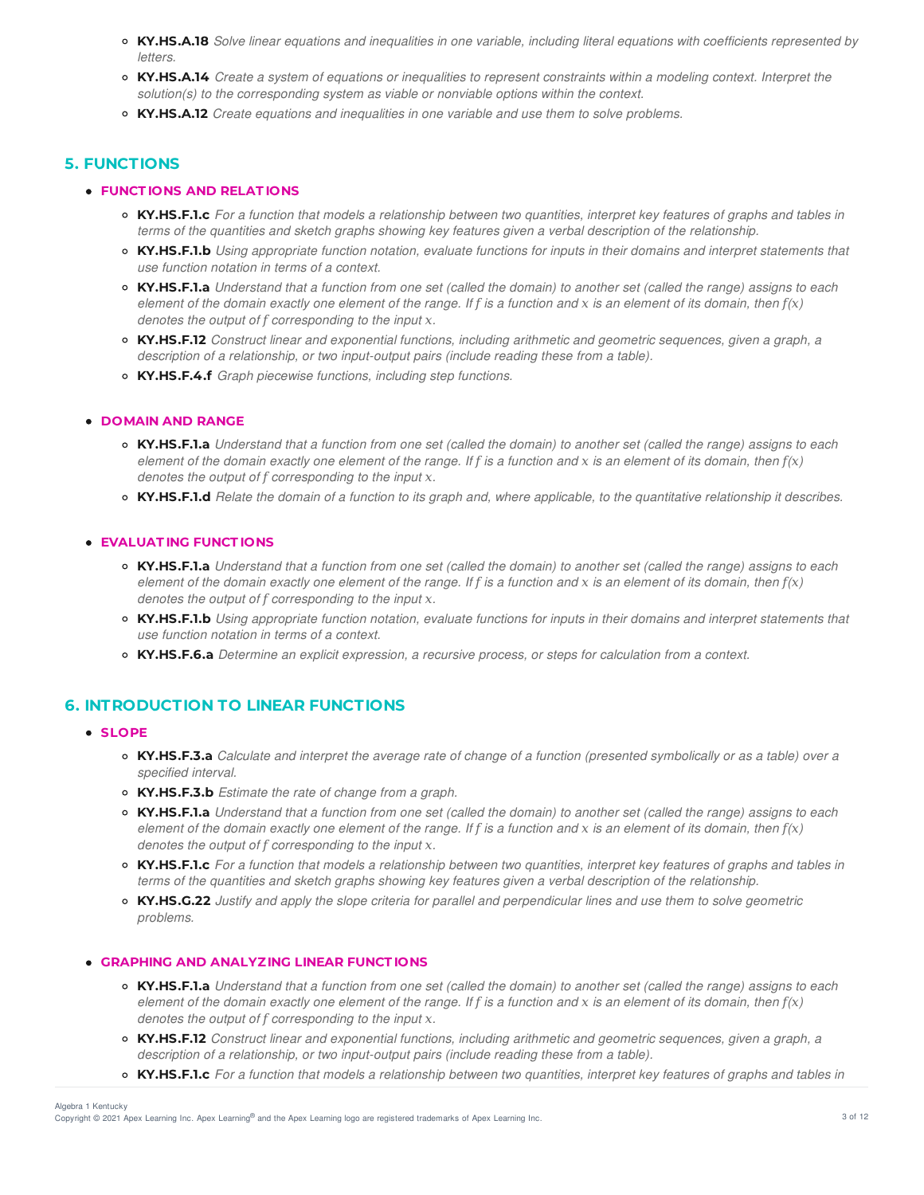- **KY.HS.A.18** *Solve linear equations and inequalities in one variable, including literal equations with coefficients represented by letters.*
- **KY.HS.A.14** *Create a system of equations or inequalities to represent constraints within a modeling context. Interpret the solution(s) to the corresponding system as viable or nonviable options within the context.*
- **KY.HS.A.12** *Create equations and inequalities in one variable and use them to solve problems.*

## 5. FUNCTIONS

- **FUNCTIONS AND RELATIONS**
  - **KY.HS.F.1.c** *For a function that models a relationship between two quantities, interpret key features of graphs and tables in terms of the quantities and sketch graphs showing key features given a verbal description of the relationship.*
  - **KY.HS.F.1.b** *Using appropriate function notation, evaluate functions for inputs in their domains and interpret statements that use function notation in terms of a context.*
  - **KY.HS.F.1.a** *Understand that a function from one set (called the domain) to another set (called the range) assigns to each element of the domain exactly one element of the range. If $f$ is a function and $x$ is an element of its domain, then $f(x)$ denotes the output of $f$ corresponding to the input $x$.*
  - **KY.HS.F.12** *Construct linear and exponential functions, including arithmetic and geometric sequences, given a graph, a description of a relationship, or two input-output pairs (include reading these from a table).*
  - **KY.HS.F.4.f** *Graph piecewise functions, including step functions.*

- **DOMAIN AND RANGE**
  - **KY.HS.F.1.a** *Understand that a function from one set (called the domain) to another set (called the range) assigns to each element of the domain exactly one element of the range. If $f$ is a function and $x$ is an element of its domain, then $f(x)$ denotes the output of $f$ corresponding to the input $x$.*
  - **KY.HS.F.1.d** *Relate the domain of a function to its graph and, where applicable, to the quantitative relationship it describes.*

- **EVALUATING FUNCTIONS**
  - **KY.HS.F.1.a** *Understand that a function from one set (called the domain) to another set (called the range) assigns to each element of the domain exactly one element of the range. If $f$ is a function and $x$ is an element of its domain, then $f(x)$ denotes the output of $f$ corresponding to the input $x$.*
  - **KY.HS.F.1.b** *Using appropriate function notation, evaluate functions for inputs in their domains and interpret statements that use function notation in terms of a context.*
  - **KY.HS.F.6.a** *Determine an explicit expression, a recursive process, or steps for calculation from a context.*

## 6. INTRODUCTION TO LINEAR FUNCTIONS

- **SLOPE**
  - **KY.HS.F.3.a** *Calculate and interpret the average rate of change of a function (presented symbolically or as a table) over a specified interval.*
  - **KY.HS.F.3.b** *Estimate the rate of change from a graph.*
  - **KY.HS.F.1.a** *Understand that a function from one set (called the domain) to another set (called the range) assigns to each element of the domain exactly one element of the range. If $f$ is a function and $x$ is an element of its domain, then $f(x)$ denotes the output of $f$ corresponding to the input $x$.*
  - **KY.HS.F.1.c** *For a function that models a relationship between two quantities, interpret key features of graphs and tables in terms of the quantities and sketch graphs showing key features given a verbal description of the relationship.*
  - **KY.HS.G.22** *Justify and apply the slope criteria for parallel and perpendicular lines and use them to solve geometric problems.*

- **GRAPHING AND ANALYZING LINEAR FUNCTIONS**
  - **KY.HS.F.1.a** *Understand that a function from one set (called the domain) to another set (called the range) assigns to each element of the domain exactly one element of the range. If $f$ is a function and $x$ is an element of its domain, then $f(x)$ denotes the output of $f$ corresponding to the input $x$.*
  - **KY.HS.F.12** *Construct linear and exponential functions, including arithmetic and geometric sequences, given a graph, a description of a relationship, or two input-output pairs (include reading these from a table).*
  - **KY.HS.F.1.c** *For a function that models a relationship between two quantities, interpret key features of graphs and tables in*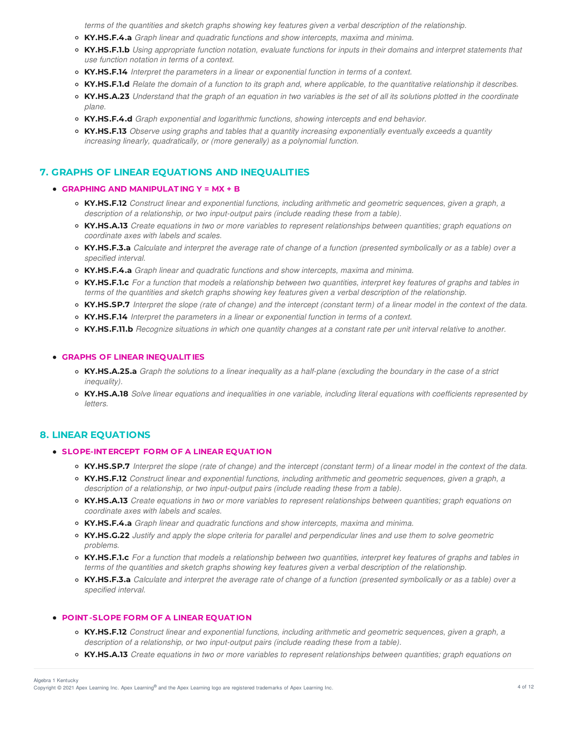*terms of the quantities and sketch graphs showing key features given a verbal description of the relationship.*

- **KY.HS.F.4.a** *Graph linear and quadratic functions and show intercepts, maxima and minima.*
- **KY.HS.F.1.b** *Using appropriate function notation, evaluate functions for inputs in their domains and interpret statements that use function notation in terms of a context.*
- **KY.HS.F.14** *Interpret the parameters in a linear or exponential function in terms of a context.*
- **KY.HS.F.1.d** *Relate the domain of a function to its graph and, where applicable, to the quantitative relationship it describes.*
- **KY.HS.A.23** *Understand that the graph of an equation in two variables is the set of all its solutions plotted in the coordinate plane.*
- **KY.HS.F.4.d** *Graph exponential and logarithmic functions, showing intercepts and end behavior.*
- **KY.HS.F.13** *Observe using graphs and tables that a quantity increasing exponentially eventually exceeds a quantity increasing linearly, quadratically, or (more generally) as a polynomial function.*

## 7. GRAPHS OF LINEAR EQUATIONS AND INEQUALITIES

- **GRAPHING AND MANIPULATING Y = MX + B**
  - **KY.HS.F.12** *Construct linear and exponential functions, including arithmetic and geometric sequences, given a graph, a description of a relationship, or two input-output pairs (include reading these from a table).*
  - **KY.HS.A.13** *Create equations in two or more variables to represent relationships between quantities; graph equations on coordinate axes with labels and scales.*
  - **KY.HS.F.3.a** *Calculate and interpret the average rate of change of a function (presented symbolically or as a table) over a specified interval.*
  - **KY.HS.F.4.a** *Graph linear and quadratic functions and show intercepts, maxima and minima.*
  - **KY.HS.F.1.c** *For a function that models a relationship between two quantities, interpret key features of graphs and tables in terms of the quantities and sketch graphs showing key features given a verbal description of the relationship.*
  - **KY.HS.SP.7** *Interpret the slope (rate of change) and the intercept (constant term) of a linear model in the context of the data.*
  - **KY.HS.F.14** *Interpret the parameters in a linear or exponential function in terms of a context.*
  - **KY.HS.F.11.b** *Recognize situations in which one quantity changes at a constant rate per unit interval relative to another.*

- **GRAPHS OF LINEAR INEQUALITIES**
  - **KY.HS.A.25.a** *Graph the solutions to a linear inequality as a half-plane (excluding the boundary in the case of a strict inequality).*
  - **KY.HS.A.18** *Solve linear equations and inequalities in one variable, including literal equations with coefficients represented by letters.*

## 8. LINEAR EQUATIONS

- **SLOPE-INTERCEPT FORM OF A LINEAR EQUATION**
  - **KY.HS.SP.7** *Interpret the slope (rate of change) and the intercept (constant term) of a linear model in the context of the data.*
  - **KY.HS.F.12** *Construct linear and exponential functions, including arithmetic and geometric sequences, given a graph, a description of a relationship, or two input-output pairs (include reading these from a table).*
  - **KY.HS.A.13** *Create equations in two or more variables to represent relationships between quantities; graph equations on coordinate axes with labels and scales.*
  - **KY.HS.F.4.a** *Graph linear and quadratic functions and show intercepts, maxima and minima.*
  - **KY.HS.G.22** *Justify and apply the slope criteria for parallel and perpendicular lines and use them to solve geometric problems.*
  - **KY.HS.F.1.c** *For a function that models a relationship between two quantities, interpret key features of graphs and tables in terms of the quantities and sketch graphs showing key features given a verbal description of the relationship.*
  - **KY.HS.F.3.a** *Calculate and interpret the average rate of change of a function (presented symbolically or as a table) over a specified interval.*

- **POINT-SLOPE FORM OF A LINEAR EQUATION**
  - **KY.HS.F.12** *Construct linear and exponential functions, including arithmetic and geometric sequences, given a graph, a description of a relationship, or two input-output pairs (include reading these from a table).*
  - **KY.HS.A.13** *Create equations in two or more variables to represent relationships between quantities; graph equations on*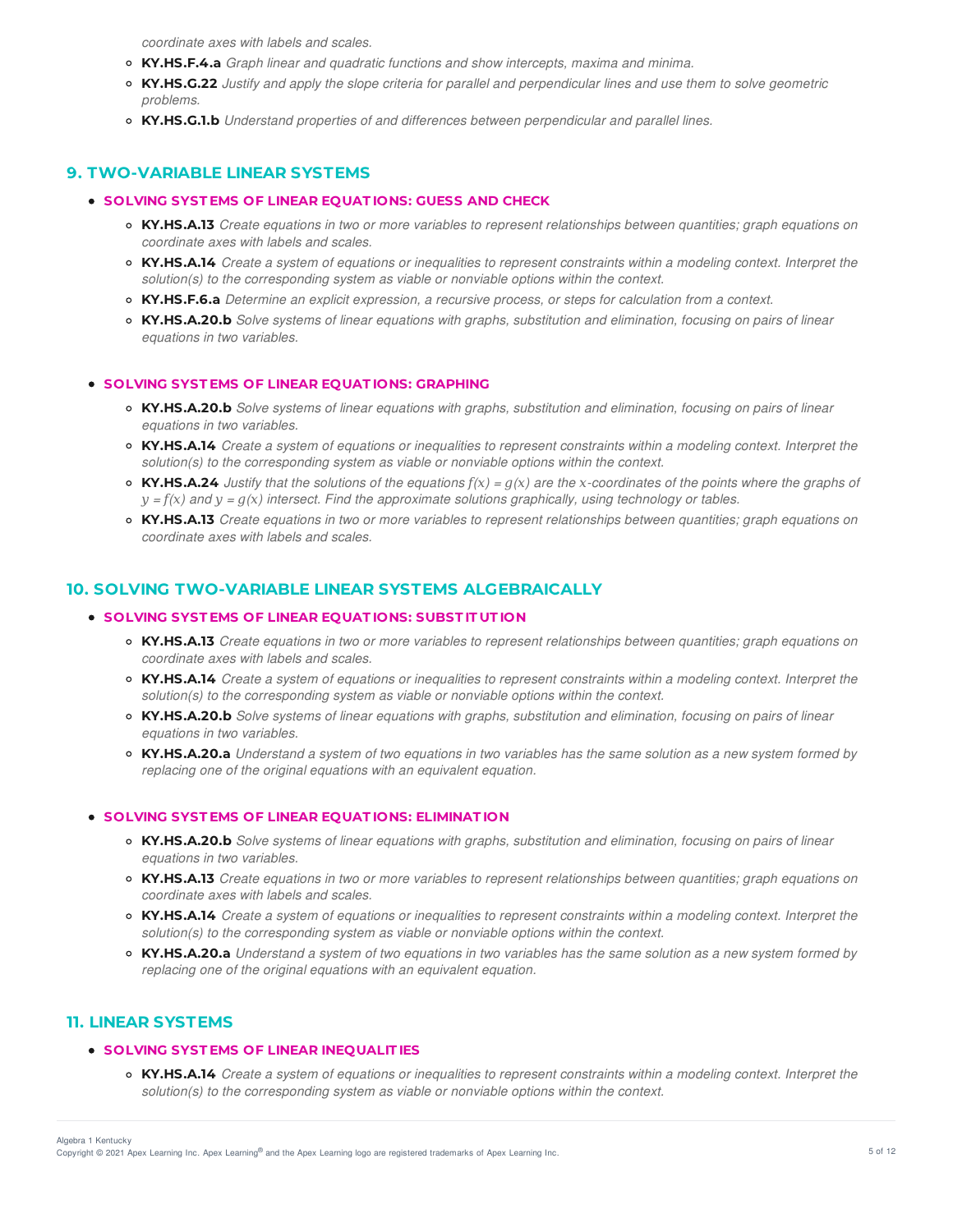coordinate axes with labels and scales.

- **KY.HS.F.4.a** *Graph linear and quadratic functions and show intercepts, maxima and minima.*
- **KY.HS.G.22** *Justify and apply the slope criteria for parallel and perpendicular lines and use them to solve geometric problems.*
- **KY.HS.G.1.b** *Understand properties of and differences between perpendicular and parallel lines.*

## 9. TWO-VARIABLE LINEAR SYSTEMS

- **SOLVING SYSTEMS OF LINEAR EQUATIONS: GUESS AND CHECK**
  - **KY.HS.A.13** *Create equations in two or more variables to represent relationships between quantities; graph equations on coordinate axes with labels and scales.*
  - **KY.HS.A.14** *Create a system of equations or inequalities to represent constraints within a modeling context. Interpret the solution(s) to the corresponding system as viable or nonviable options within the context.*
  - **KY.HS.F.6.a** *Determine an explicit expression, a recursive process, or steps for calculation from a context.*
  - **KY.HS.A.20.b** *Solve systems of linear equations with graphs, substitution and elimination, focusing on pairs of linear equations in two variables.*

- **SOLVING SYSTEMS OF LINEAR EQUATIONS: GRAPHING**
  - **KY.HS.A.20.b** *Solve systems of linear equations with graphs, substitution and elimination, focusing on pairs of linear equations in two variables.*
  - **KY.HS.A.14** *Create a system of equations or inequalities to represent constraints within a modeling context. Interpret the solution(s) to the corresponding system as viable or nonviable options within the context.*
  - **KY.HS.A.24** *Justify that the solutions of the equations $f(x) = g(x)$ are the $x$-coordinates of the points where the graphs of $y = f(x)$ and $y = g(x)$ intersect. Find the approximate solutions graphically, using technology or tables.*
  - **KY.HS.A.13** *Create equations in two or more variables to represent relationships between quantities; graph equations on coordinate axes with labels and scales.*

## 10. SOLVING TWO-VARIABLE LINEAR SYSTEMS ALGEBRAICALLY

- **SOLVING SYSTEMS OF LINEAR EQUATIONS: SUBSTITUTION**
  - **KY.HS.A.13** *Create equations in two or more variables to represent relationships between quantities; graph equations on coordinate axes with labels and scales.*
  - **KY.HS.A.14** *Create a system of equations or inequalities to represent constraints within a modeling context. Interpret the solution(s) to the corresponding system as viable or nonviable options within the context.*
  - **KY.HS.A.20.b** *Solve systems of linear equations with graphs, substitution and elimination, focusing on pairs of linear equations in two variables.*
  - **KY.HS.A.20.a** *Understand a system of two equations in two variables has the same solution as a new system formed by replacing one of the original equations with an equivalent equation.*

- **SOLVING SYSTEMS OF LINEAR EQUATIONS: ELIMINATION**
  - **KY.HS.A.20.b** *Solve systems of linear equations with graphs, substitution and elimination, focusing on pairs of linear equations in two variables.*
  - **KY.HS.A.13** *Create equations in two or more variables to represent relationships between quantities; graph equations on coordinate axes with labels and scales.*
  - **KY.HS.A.14** *Create a system of equations or inequalities to represent constraints within a modeling context. Interpret the solution(s) to the corresponding system as viable or nonviable options within the context.*
  - **KY.HS.A.20.a** *Understand a system of two equations in two variables has the same solution as a new system formed by replacing one of the original equations with an equivalent equation.*

## 11. LINEAR SYSTEMS

- **SOLVING SYSTEMS OF LINEAR INEQUALITIES**
  - **KY.HS.A.14** *Create a system of equations or inequalities to represent constraints within a modeling context. Interpret the solution(s) to the corresponding system as viable or nonviable options within the context.*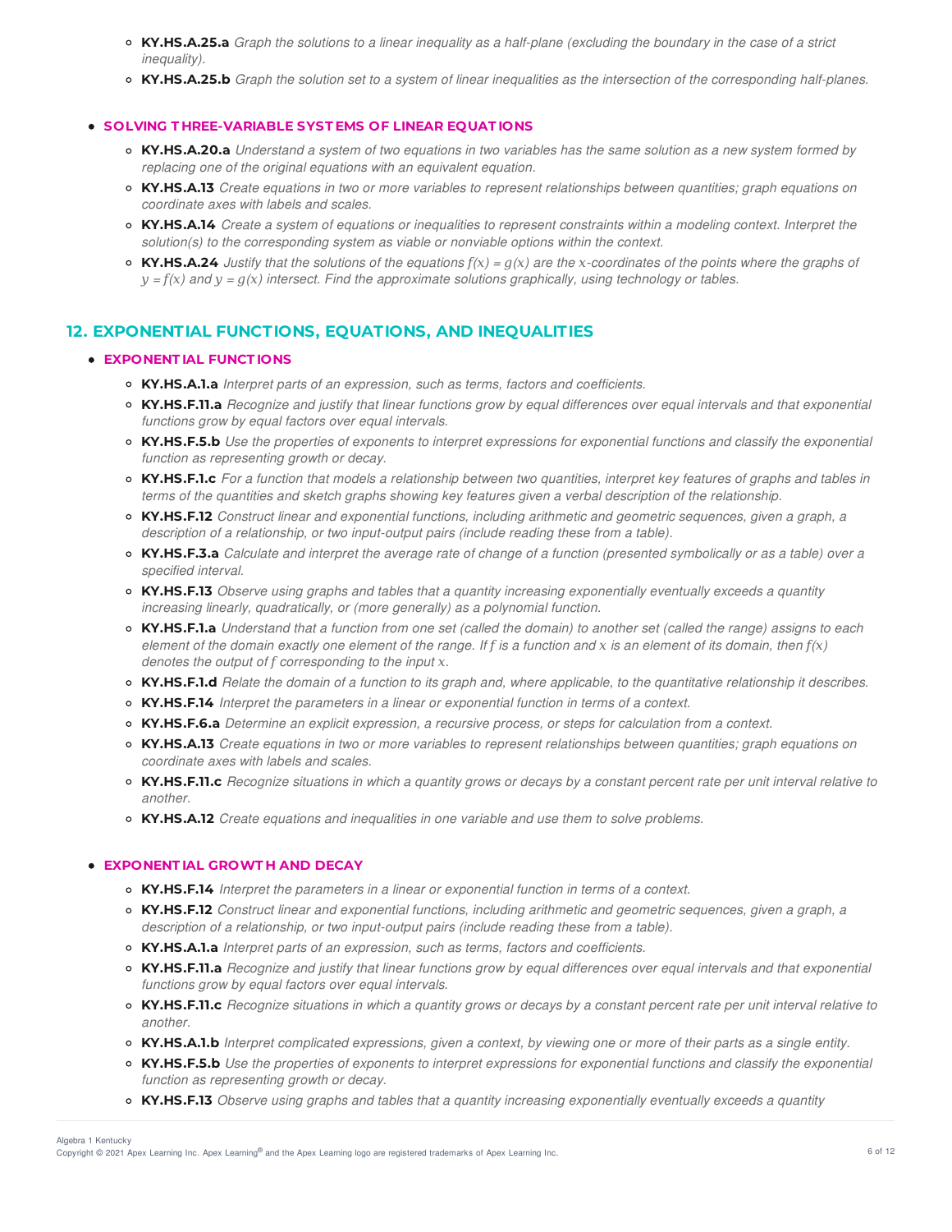- **KY.HS.A.25.a** *Graph the solutions to a linear inequality as a half-plane (excluding the boundary in the case of a strict inequality).*
- **KY.HS.A.25.b** *Graph the solution set to a system of linear inequalities as the intersection of the corresponding half-planes.*

- **SOLVING THREE-VARIABLE SYSTEMS OF LINEAR EQUATIONS**
  - **KY.HS.A.20.a** *Understand a system of two equations in two variables has the same solution as a new system formed by replacing one of the original equations with an equivalent equation.*
  - **KY.HS.A.13** *Create equations in two or more variables to represent relationships between quantities; graph equations on coordinate axes with labels and scales.*
  - **KY.HS.A.14** *Create a system of equations or inequalities to represent constraints within a modeling context. Interpret the solution(s) to the corresponding system as viable or nonviable options within the context.*
  - **KY.HS.A.24** *Justify that the solutions of the equations $f(x) = g(x)$ are the $x$-coordinates of the points where the graphs of $y = f(x)$ and $y = g(x)$ intersect. Find the approximate solutions graphically, using technology or tables.*

## 12. EXPONENTIAL FUNCTIONS, EQUATIONS, AND INEQUALITIES

- **EXPONENTIAL FUNCTIONS**
  - **KY.HS.A.1.a** *Interpret parts of an expression, such as terms, factors and coefficients.*
  - **KY.HS.F.11.a** *Recognize and justify that linear functions grow by equal differences over equal intervals and that exponential functions grow by equal factors over equal intervals.*
  - **KY.HS.F.5.b** *Use the properties of exponents to interpret expressions for exponential functions and classify the exponential function as representing growth or decay.*
  - **KY.HS.F.1.c** *For a function that models a relationship between two quantities, interpret key features of graphs and tables in terms of the quantities and sketch graphs showing key features given a verbal description of the relationship.*
  - **KY.HS.F.12** *Construct linear and exponential functions, including arithmetic and geometric sequences, given a graph, a description of a relationship, or two input-output pairs (include reading these from a table).*
  - **KY.HS.F.3.a** *Calculate and interpret the average rate of change of a function (presented symbolically or as a table) over a specified interval.*
  - **KY.HS.F.13** *Observe using graphs and tables that a quantity increasing exponentially eventually exceeds a quantity increasing linearly, quadratically, or (more generally) as a polynomial function.*
  - **KY.HS.F.1.a** *Understand that a function from one set (called the domain) to another set (called the range) assigns to each element of the domain exactly one element of the range. If $f$ is a function and $x$ is an element of its domain, then $f(x)$ denotes the output of $f$ corresponding to the input $x$.*
  - **KY.HS.F.1.d** *Relate the domain of a function to its graph and, where applicable, to the quantitative relationship it describes.*
  - **KY.HS.F.14** *Interpret the parameters in a linear or exponential function in terms of a context.*
  - **KY.HS.F.6.a** *Determine an explicit expression, a recursive process, or steps for calculation from a context.*
  - **KY.HS.A.13** *Create equations in two or more variables to represent relationships between quantities; graph equations on coordinate axes with labels and scales.*
  - **KY.HS.F.11.c** *Recognize situations in which a quantity grows or decays by a constant percent rate per unit interval relative to another.*
  - **KY.HS.A.12** *Create equations and inequalities in one variable and use them to solve problems.*

- **EXPONENTIAL GROWTH AND DECAY**
  - **KY.HS.F.14** *Interpret the parameters in a linear or exponential function in terms of a context.*
  - **KY.HS.F.12** *Construct linear and exponential functions, including arithmetic and geometric sequences, given a graph, a description of a relationship, or two input-output pairs (include reading these from a table).*
  - **KY.HS.A.1.a** *Interpret parts of an expression, such as terms, factors and coefficients.*
  - **KY.HS.F.11.a** *Recognize and justify that linear functions grow by equal differences over equal intervals and that exponential functions grow by equal factors over equal intervals.*
  - **KY.HS.F.11.c** *Recognize situations in which a quantity grows or decays by a constant percent rate per unit interval relative to another.*
  - **KY.HS.A.1.b** *Interpret complicated expressions, given a context, by viewing one or more of their parts as a single entity.*
  - **KY.HS.F.5.b** *Use the properties of exponents to interpret expressions for exponential functions and classify the exponential function as representing growth or decay.*
  - **KY.HS.F.13** *Observe using graphs and tables that a quantity increasing exponentially eventually exceeds a quantity*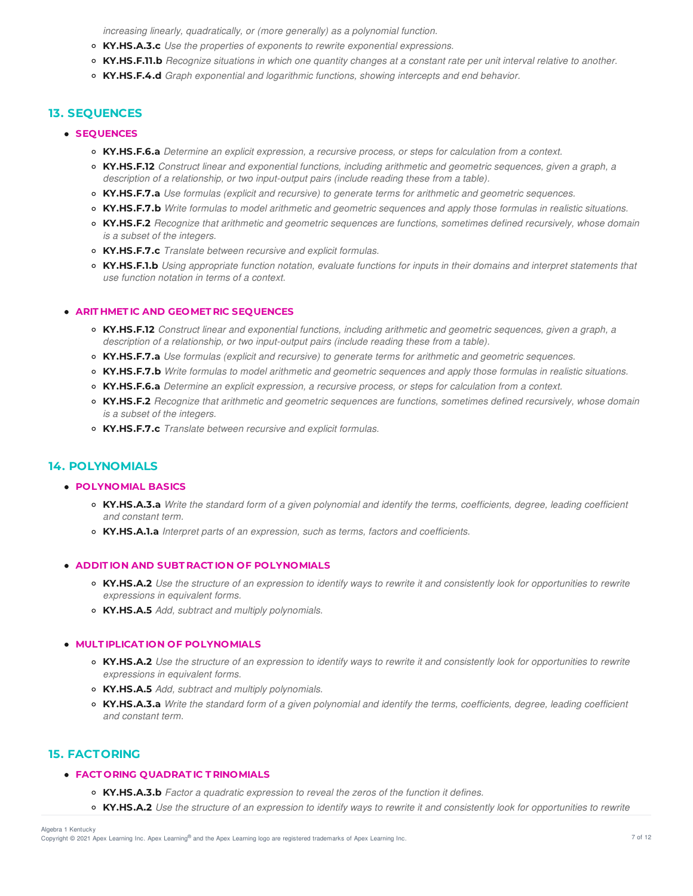*increasing linearly, quadratically, or (more generally) as a polynomial function.*
  - **KY.HS.A.3.c** *Use the properties of exponents to rewrite exponential expressions.*
  - **KY.HS.F.11.b** *Recognize situations in which one quantity changes at a constant rate per unit interval relative to another.*
  - **KY.HS.F.4.d** *Graph exponential and logarithmic functions, showing intercepts and end behavior.*

## 13. SEQUENCES

- **SEQUENCES**
  - **KY.HS.F.6.a** *Determine an explicit expression, a recursive process, or steps for calculation from a context.*
  - **KY.HS.F.12** *Construct linear and exponential functions, including arithmetic and geometric sequences, given a graph, a description of a relationship, or two input-output pairs (include reading these from a table).*
  - **KY.HS.F.7.a** *Use formulas (explicit and recursive) to generate terms for arithmetic and geometric sequences.*
  - **KY.HS.F.7.b** *Write formulas to model arithmetic and geometric sequences and apply those formulas in realistic situations.*
  - **KY.HS.F.2** *Recognize that arithmetic and geometric sequences are functions, sometimes defined recursively, whose domain is a subset of the integers.*
  - **KY.HS.F.7.c** *Translate between recursive and explicit formulas.*
  - **KY.HS.F.1.b** *Using appropriate function notation, evaluate functions for inputs in their domains and interpret statements that use function notation in terms of a context.*

- **ARITHMETIC AND GEOMETRIC SEQUENCES**
  - **KY.HS.F.12** *Construct linear and exponential functions, including arithmetic and geometric sequences, given a graph, a description of a relationship, or two input-output pairs (include reading these from a table).*
  - **KY.HS.F.7.a** *Use formulas (explicit and recursive) to generate terms for arithmetic and geometric sequences.*
  - **KY.HS.F.7.b** *Write formulas to model arithmetic and geometric sequences and apply those formulas in realistic situations.*
  - **KY.HS.F.6.a** *Determine an explicit expression, a recursive process, or steps for calculation from a context.*
  - **KY.HS.F.2** *Recognize that arithmetic and geometric sequences are functions, sometimes defined recursively, whose domain is a subset of the integers.*
  - **KY.HS.F.7.c** *Translate between recursive and explicit formulas.*

## 14. POLYNOMIALS

- **POLYNOMIAL BASICS**
  - **KY.HS.A.3.a** *Write the standard form of a given polynomial and identify the terms, coefficients, degree, leading coefficient and constant term.*
  - **KY.HS.A.1.a** *Interpret parts of an expression, such as terms, factors and coefficients.*

- **ADDITION AND SUBTRACTION OF POLYNOMIALS**
  - **KY.HS.A.2** *Use the structure of an expression to identify ways to rewrite it and consistently look for opportunities to rewrite expressions in equivalent forms.*
  - **KY.HS.A.5** *Add, subtract and multiply polynomials.*

- **MULTIPLICATION OF POLYNOMIALS**
  - **KY.HS.A.2** *Use the structure of an expression to identify ways to rewrite it and consistently look for opportunities to rewrite expressions in equivalent forms.*
  - **KY.HS.A.5** *Add, subtract and multiply polynomials.*
  - **KY.HS.A.3.a** *Write the standard form of a given polynomial and identify the terms, coefficients, degree, leading coefficient and constant term.*

## 15. FACTORING

- **FACTORING QUADRATIC TRINOMIALS**
  - **KY.HS.A.3.b** *Factor a quadratic expression to reveal the zeros of the function it defines.*
  - **KY.HS.A.2** *Use the structure of an expression to identify ways to rewrite it and consistently look for opportunities to rewrite*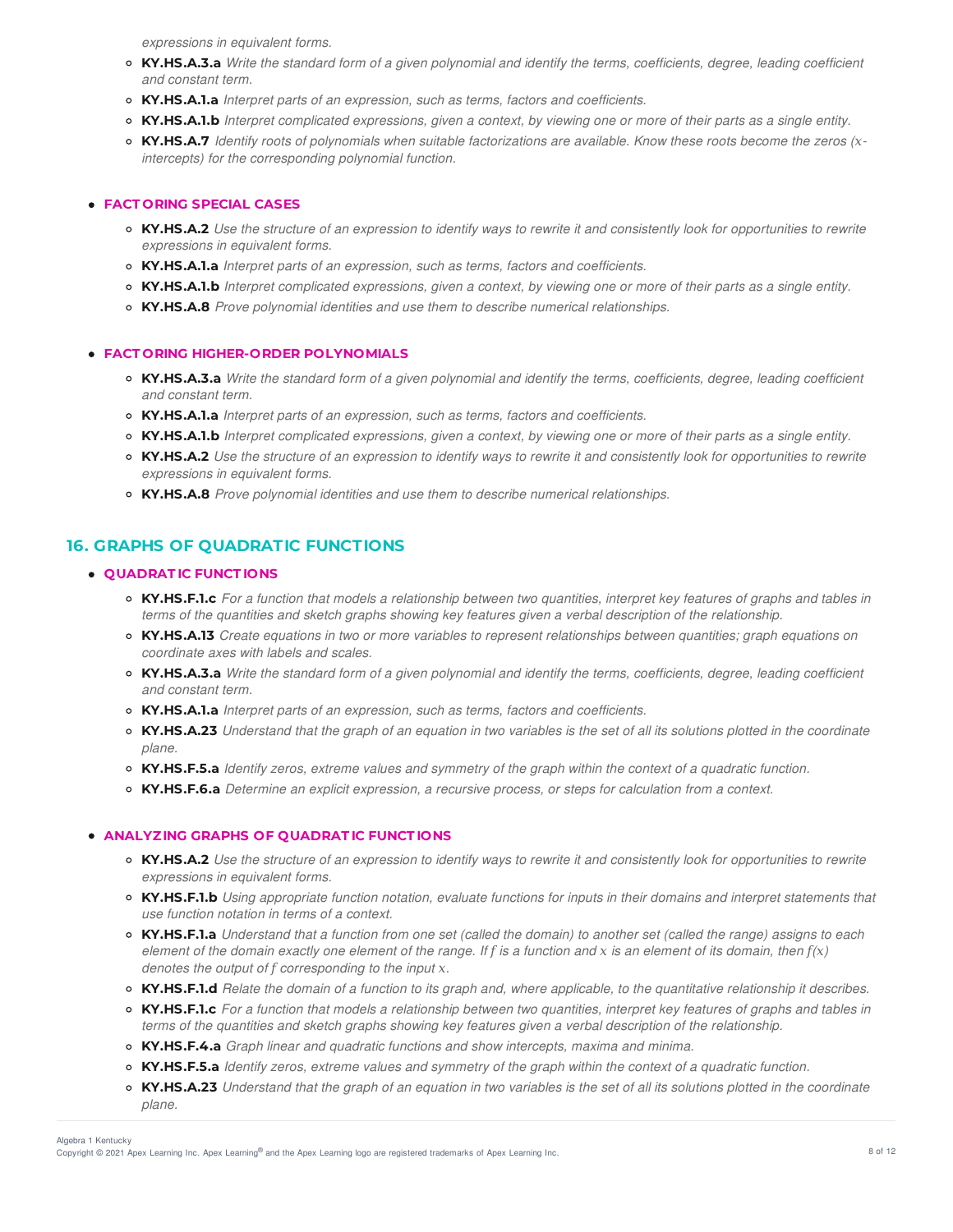*expressions in equivalent forms.*

- **KY.HS.A.3.a** *Write the standard form of a given polynomial and identify the terms, coefficients, degree, leading coefficient and constant term.*
- **KY.HS.A.1.a** *Interpret parts of an expression, such as terms, factors and coefficients.*
- **KY.HS.A.1.b** *Interpret complicated expressions, given a context, by viewing one or more of their parts as a single entity.*
- **KY.HS.A.7** *Identify roots of polynomials when suitable factorizations are available. Know these roots become the zeros ($x$-intercepts) for the corresponding polynomial function.*

- **FACTORING SPECIAL CASES**
  - **KY.HS.A.2** *Use the structure of an expression to identify ways to rewrite it and consistently look for opportunities to rewrite expressions in equivalent forms.*
  - **KY.HS.A.1.a** *Interpret parts of an expression, such as terms, factors and coefficients.*
  - **KY.HS.A.1.b** *Interpret complicated expressions, given a context, by viewing one or more of their parts as a single entity.*
  - **KY.HS.A.8** *Prove polynomial identities and use them to describe numerical relationships.*

- **FACTORING HIGHER-ORDER POLYNOMIALS**
  - **KY.HS.A.3.a** *Write the standard form of a given polynomial and identify the terms, coefficients, degree, leading coefficient and constant term.*
  - **KY.HS.A.1.a** *Interpret parts of an expression, such as terms, factors and coefficients.*
  - **KY.HS.A.1.b** *Interpret complicated expressions, given a context, by viewing one or more of their parts as a single entity.*
  - **KY.HS.A.2** *Use the structure of an expression to identify ways to rewrite it and consistently look for opportunities to rewrite expressions in equivalent forms.*
  - **KY.HS.A.8** *Prove polynomial identities and use them to describe numerical relationships.*

## 16. GRAPHS OF QUADRATIC FUNCTIONS

- **QUADRATIC FUNCTIONS**
  - **KY.HS.F.1.c** *For a function that models a relationship between two quantities, interpret key features of graphs and tables in terms of the quantities and sketch graphs showing key features given a verbal description of the relationship.*
  - **KY.HS.A.13** *Create equations in two or more variables to represent relationships between quantities; graph equations on coordinate axes with labels and scales.*
  - **KY.HS.A.3.a** *Write the standard form of a given polynomial and identify the terms, coefficients, degree, leading coefficient and constant term.*
  - **KY.HS.A.1.a** *Interpret parts of an expression, such as terms, factors and coefficients.*
  - **KY.HS.A.23** *Understand that the graph of an equation in two variables is the set of all its solutions plotted in the coordinate plane.*
  - **KY.HS.F.5.a** *Identify zeros, extreme values and symmetry of the graph within the context of a quadratic function.*
  - **KY.HS.F.6.a** *Determine an explicit expression, a recursive process, or steps for calculation from a context.*

- **ANALYZING GRAPHS OF QUADRATIC FUNCTIONS**
  - **KY.HS.A.2** *Use the structure of an expression to identify ways to rewrite it and consistently look for opportunities to rewrite expressions in equivalent forms.*
  - **KY.HS.F.1.b** *Using appropriate function notation, evaluate functions for inputs in their domains and interpret statements that use function notation in terms of a context.*
  - **KY.HS.F.1.a** *Understand that a function from one set (called the domain) to another set (called the range) assigns to each element of the domain exactly one element of the range. If $f$ is a function and $x$ is an element of its domain, then $f(x)$ denotes the output of $f$ corresponding to the input $x$.*
  - **KY.HS.F.1.d** *Relate the domain of a function to its graph and, where applicable, to the quantitative relationship it describes.*
  - **KY.HS.F.1.c** *For a function that models a relationship between two quantities, interpret key features of graphs and tables in terms of the quantities and sketch graphs showing key features given a verbal description of the relationship.*
  - **KY.HS.F.4.a** *Graph linear and quadratic functions and show intercepts, maxima and minima.*
  - **KY.HS.F.5.a** *Identify zeros, extreme values and symmetry of the graph within the context of a quadratic function.*
  - **KY.HS.A.23** *Understand that the graph of an equation in two variables is the set of all its solutions plotted in the coordinate plane.*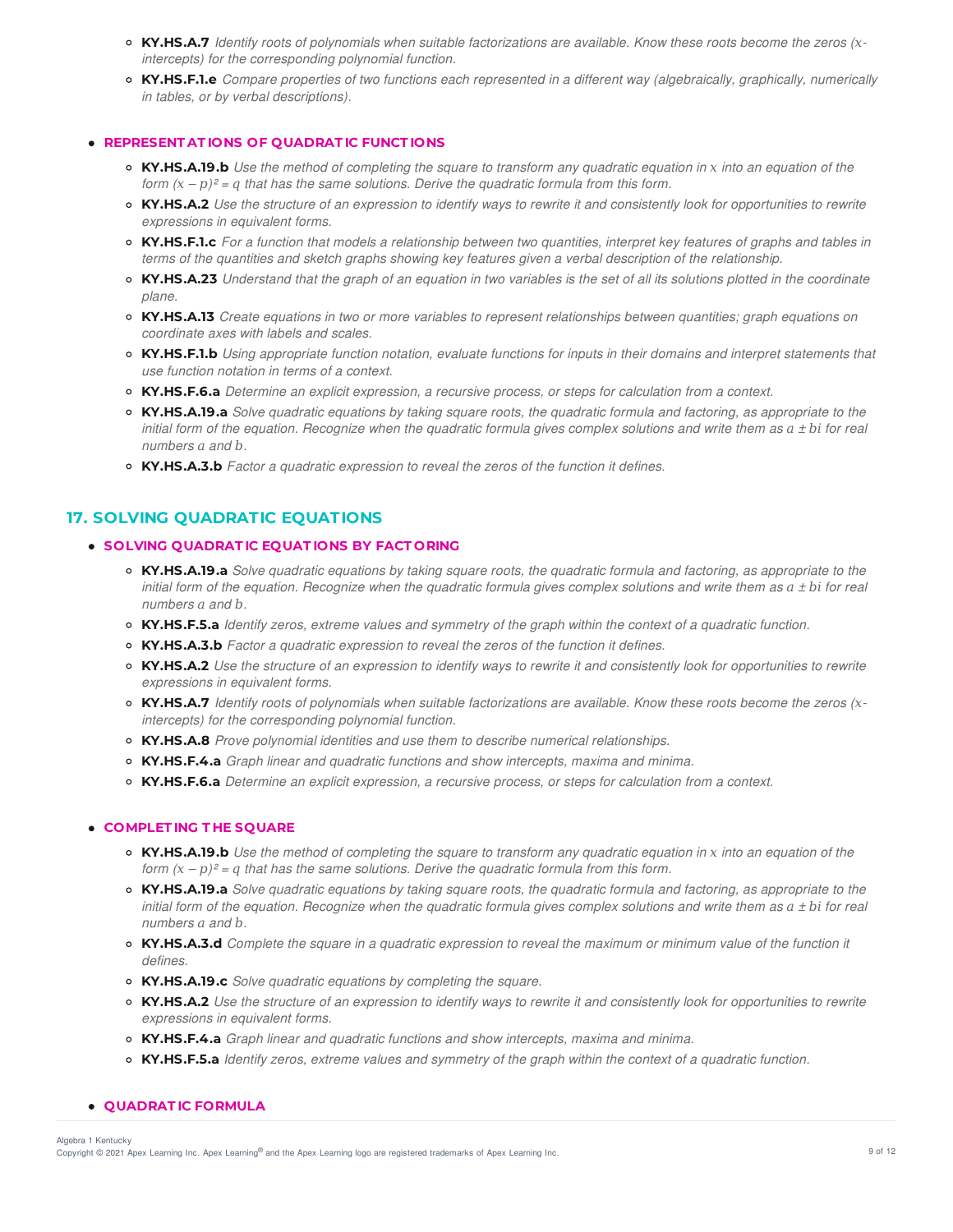- **KY.HS.A.7** *Identify roots of polynomials when suitable factorizations are available. Know these roots become the zeros ($x$-intercepts) for the corresponding polynomial function.*
- **KY.HS.F.1.e** *Compare properties of two functions each represented in a different way (algebraically, graphically, numerically in tables, or by verbal descriptions).*

- **REPRESENTATIONS OF QUADRATIC FUNCTIONS**
  - **KY.HS.A.19.b** *Use the method of completing the square to transform any quadratic equation in $x$ into an equation of the form $(x - p)^2 = q$ that has the same solutions. Derive the quadratic formula from this form.*
  - **KY.HS.A.2** *Use the structure of an expression to identify ways to rewrite it and consistently look for opportunities to rewrite expressions in equivalent forms.*
  - **KY.HS.F.1.c** *For a function that models a relationship between two quantities, interpret key features of graphs and tables in terms of the quantities and sketch graphs showing key features given a verbal description of the relationship.*
  - **KY.HS.A.23** *Understand that the graph of an equation in two variables is the set of all its solutions plotted in the coordinate plane.*
  - **KY.HS.A.13** *Create equations in two or more variables to represent relationships between quantities; graph equations on coordinate axes with labels and scales.*
  - **KY.HS.F.1.b** *Using appropriate function notation, evaluate functions for inputs in their domains and interpret statements that use function notation in terms of a context.*
  - **KY.HS.F.6.a** *Determine an explicit expression, a recursive process, or steps for calculation from a context.*
  - **KY.HS.A.19.a** *Solve quadratic equations by taking square roots, the quadratic formula and factoring, as appropriate to the initial form of the equation. Recognize when the quadratic formula gives complex solutions and write them as $a \pm bi$ for real numbers $a$ and $b$.*
  - **KY.HS.A.3.b** *Factor a quadratic expression to reveal the zeros of the function it defines.*

## 17. SOLVING QUADRATIC EQUATIONS

- **SOLVING QUADRATIC EQUATIONS BY FACTORING**
  - **KY.HS.A.19.a** *Solve quadratic equations by taking square roots, the quadratic formula and factoring, as appropriate to the initial form of the equation. Recognize when the quadratic formula gives complex solutions and write them as $a \pm bi$ for real numbers $a$ and $b$.*
  - **KY.HS.F.5.a** *Identify zeros, extreme values and symmetry of the graph within the context of a quadratic function.*
  - **KY.HS.A.3.b** *Factor a quadratic expression to reveal the zeros of the function it defines.*
  - **KY.HS.A.2** *Use the structure of an expression to identify ways to rewrite it and consistently look for opportunities to rewrite expressions in equivalent forms.*
  - **KY.HS.A.7** *Identify roots of polynomials when suitable factorizations are available. Know these roots become the zeros ($x$-intercepts) for the corresponding polynomial function.*
  - **KY.HS.A.8** *Prove polynomial identities and use them to describe numerical relationships.*
  - **KY.HS.F.4.a** *Graph linear and quadratic functions and show intercepts, maxima and minima.*
  - **KY.HS.F.6.a** *Determine an explicit expression, a recursive process, or steps for calculation from a context.*

- **COMPLETING THE SQUARE**
  - **KY.HS.A.19.b** *Use the method of completing the square to transform any quadratic equation in $x$ into an equation of the form $(x - p)^2 = q$ that has the same solutions. Derive the quadratic formula from this form.*
  - **KY.HS.A.19.a** *Solve quadratic equations by taking square roots, the quadratic formula and factoring, as appropriate to the initial form of the equation. Recognize when the quadratic formula gives complex solutions and write them as $a \pm bi$ for real numbers $a$ and $b$.*
  - **KY.HS.A.3.d** *Complete the square in a quadratic expression to reveal the maximum or minimum value of the function it defines.*
  - **KY.HS.A.19.c** *Solve quadratic equations by completing the square.*
  - **KY.HS.A.2** *Use the structure of an expression to identify ways to rewrite it and consistently look for opportunities to rewrite expressions in equivalent forms.*
  - **KY.HS.F.4.a** *Graph linear and quadratic functions and show intercepts, maxima and minima.*
  - **KY.HS.F.5.a** *Identify zeros, extreme values and symmetry of the graph within the context of a quadratic function.*

- **QUADRATIC FORMULA**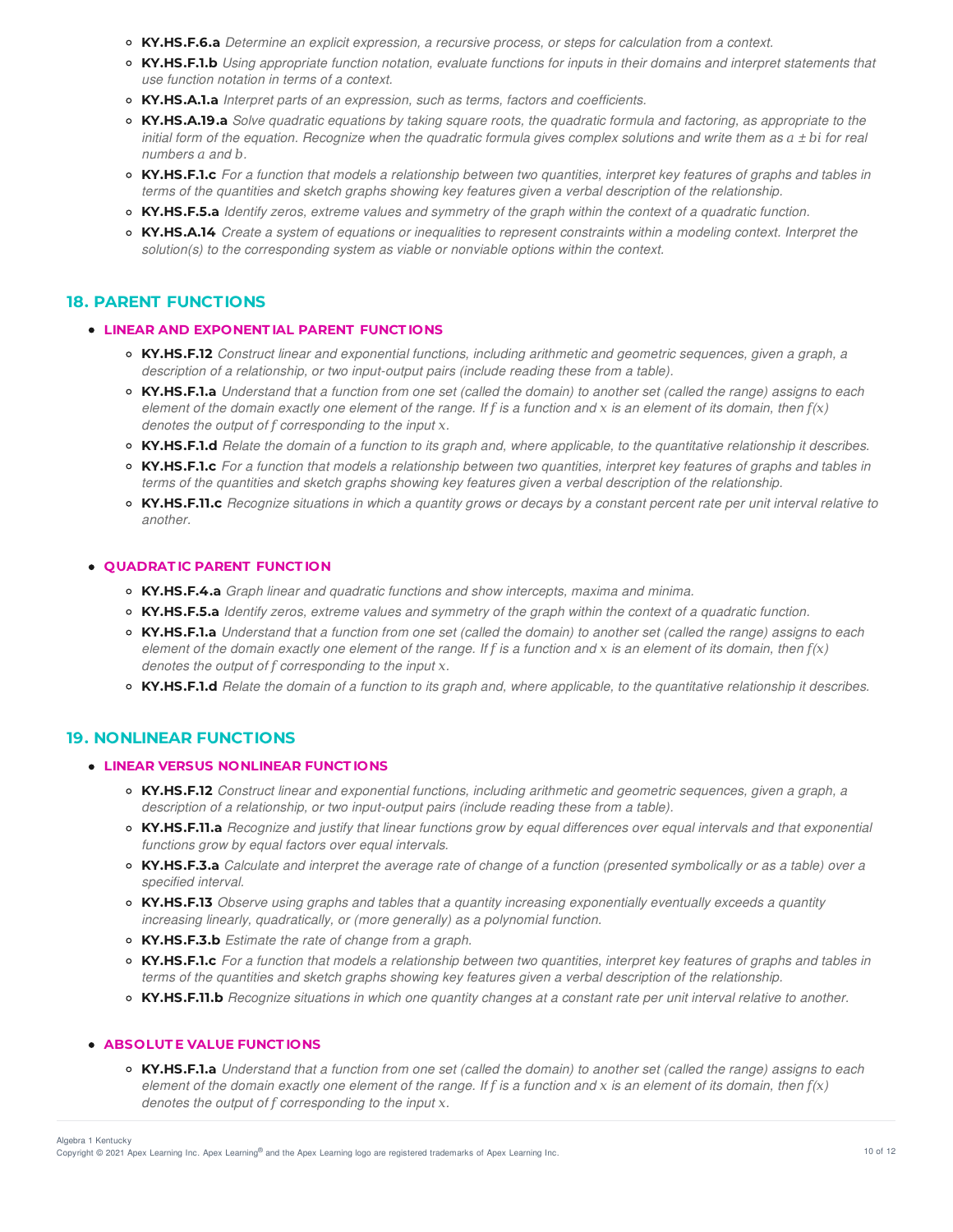- **KY.HS.F.6.a** *Determine an explicit expression, a recursive process, or steps for calculation from a context.*
- **KY.HS.F.1.b** *Using appropriate function notation, evaluate functions for inputs in their domains and interpret statements that use function notation in terms of a context.*
- **KY.HS.A.1.a** *Interpret parts of an expression, such as terms, factors and coefficients.*
- **KY.HS.A.19.a** *Solve quadratic equations by taking square roots, the quadratic formula and factoring, as appropriate to the initial form of the equation. Recognize when the quadratic formula gives complex solutions and write them as $a \pm bi$ for real numbers $a$ and $b$.*
- **KY.HS.F.1.c** *For a function that models a relationship between two quantities, interpret key features of graphs and tables in terms of the quantities and sketch graphs showing key features given a verbal description of the relationship.*
- **KY.HS.F.5.a** *Identify zeros, extreme values and symmetry of the graph within the context of a quadratic function.*
- **KY.HS.A.14** *Create a system of equations or inequalities to represent constraints within a modeling context. Interpret the solution(s) to the corresponding system as viable or nonviable options within the context.*

## 18. PARENT FUNCTIONS

- **LINEAR AND EXPONENTIAL PARENT FUNCTIONS**
  - **KY.HS.F.12** *Construct linear and exponential functions, including arithmetic and geometric sequences, given a graph, a description of a relationship, or two input-output pairs (include reading these from a table).*
  - **KY.HS.F.1.a** *Understand that a function from one set (called the domain) to another set (called the range) assigns to each element of the domain exactly one element of the range. If $f$ is a function and $x$ is an element of its domain, then $f(x)$ denotes the output of $f$ corresponding to the input $x$.*
  - **KY.HS.F.1.d** *Relate the domain of a function to its graph and, where applicable, to the quantitative relationship it describes.*
  - **KY.HS.F.1.c** *For a function that models a relationship between two quantities, interpret key features of graphs and tables in terms of the quantities and sketch graphs showing key features given a verbal description of the relationship.*
  - **KY.HS.F.11.c** *Recognize situations in which a quantity grows or decays by a constant percent rate per unit interval relative to another.*

- **QUADRATIC PARENT FUNCTION**
  - **KY.HS.F.4.a** *Graph linear and quadratic functions and show intercepts, maxima and minima.*
  - **KY.HS.F.5.a** *Identify zeros, extreme values and symmetry of the graph within the context of a quadratic function.*
  - **KY.HS.F.1.a** *Understand that a function from one set (called the domain) to another set (called the range) assigns to each element of the domain exactly one element of the range. If $f$ is a function and $x$ is an element of its domain, then $f(x)$ denotes the output of $f$ corresponding to the input $x$.*
  - **KY.HS.F.1.d** *Relate the domain of a function to its graph and, where applicable, to the quantitative relationship it describes.*

## 19. NONLINEAR FUNCTIONS

- **LINEAR VERSUS NONLINEAR FUNCTIONS**
  - **KY.HS.F.12** *Construct linear and exponential functions, including arithmetic and geometric sequences, given a graph, a description of a relationship, or two input-output pairs (include reading these from a table).*
  - **KY.HS.F.11.a** *Recognize and justify that linear functions grow by equal differences over equal intervals and that exponential functions grow by equal factors over equal intervals.*
  - **KY.HS.F.3.a** *Calculate and interpret the average rate of change of a function (presented symbolically or as a table) over a specified interval.*
  - **KY.HS.F.13** *Observe using graphs and tables that a quantity increasing exponentially eventually exceeds a quantity increasing linearly, quadratically, or (more generally) as a polynomial function.*
  - **KY.HS.F.3.b** *Estimate the rate of change from a graph.*
  - **KY.HS.F.1.c** *For a function that models a relationship between two quantities, interpret key features of graphs and tables in terms of the quantities and sketch graphs showing key features given a verbal description of the relationship.*
  - **KY.HS.F.11.b** *Recognize situations in which one quantity changes at a constant rate per unit interval relative to another.*

- **ABSOLUTE VALUE FUNCTIONS**
  - **KY.HS.F.1.a** *Understand that a function from one set (called the domain) to another set (called the range) assigns to each element of the domain exactly one element of the range. If $f$ is a function and $x$ is an element of its domain, then $f(x)$ denotes the output of $f$ corresponding to the input $x$.*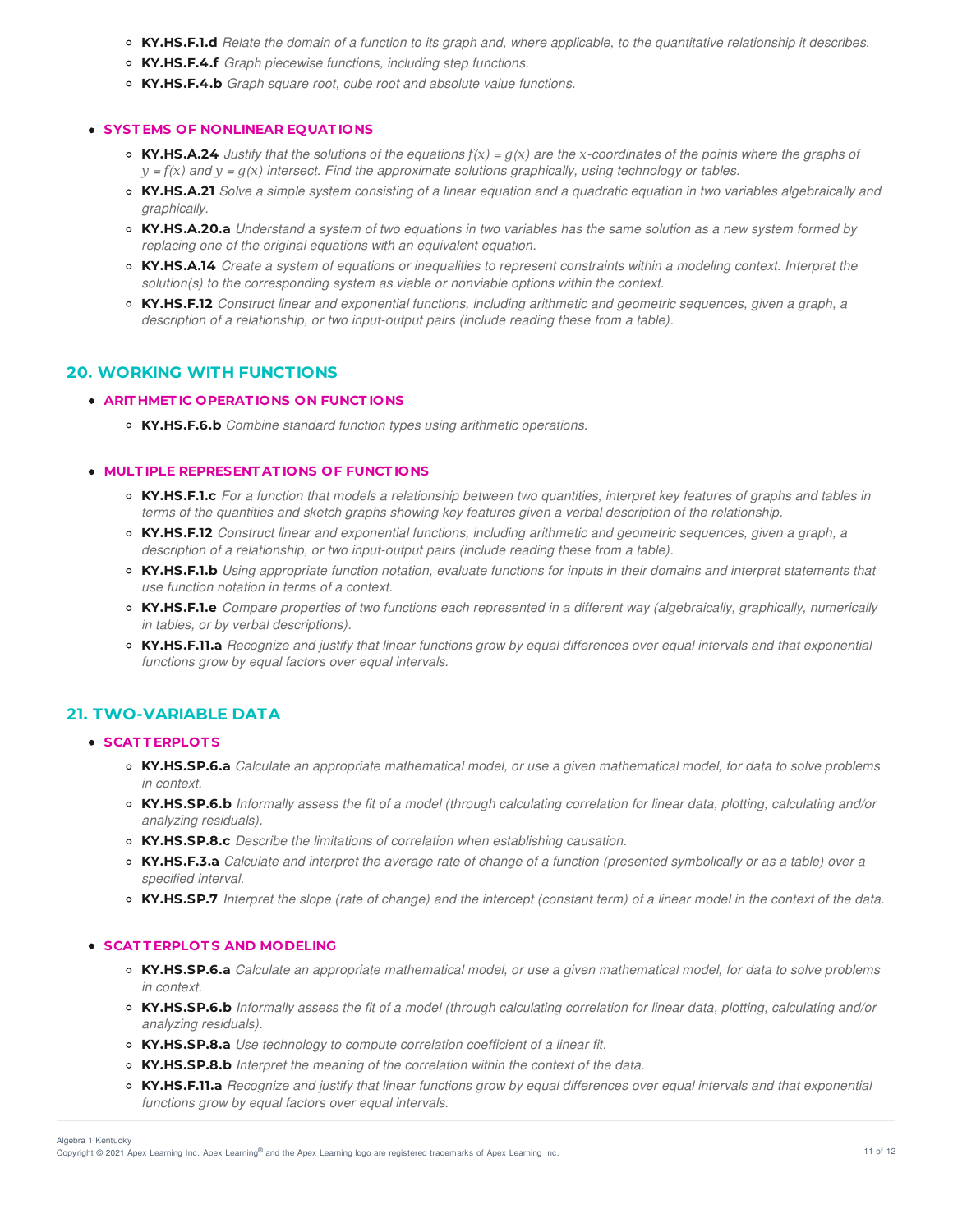- **KY.HS.F.1.d** *Relate the domain of a function to its graph and, where applicable, to the quantitative relationship it describes.*
- **KY.HS.F.4.f** *Graph piecewise functions, including step functions.*
- **KY.HS.F.4.b** *Graph square root, cube root and absolute value functions.*

- **SYSTEMS OF NONLINEAR EQUATIONS**
  - **KY.HS.A.24** *Justify that the solutions of the equations $f(x) = g(x)$ are the $x$-coordinates of the points where the graphs of $y = f(x)$ and $y = g(x)$ intersect. Find the approximate solutions graphically, using technology or tables.*
  - **KY.HS.A.21** *Solve a simple system consisting of a linear equation and a quadratic equation in two variables algebraically and graphically.*
  - **KY.HS.A.20.a** *Understand a system of two equations in two variables has the same solution as a new system formed by replacing one of the original equations with an equivalent equation.*
  - **KY.HS.A.14** *Create a system of equations or inequalities to represent constraints within a modeling context. Interpret the solution(s) to the corresponding system as viable or nonviable options within the context.*
  - **KY.HS.F.12** *Construct linear and exponential functions, including arithmetic and geometric sequences, given a graph, a description of a relationship, or two input-output pairs (include reading these from a table).*

## 20. WORKING WITH FUNCTIONS

- **ARITHMETIC OPERATIONS ON FUNCTIONS**
  - **KY.HS.F.6.b** *Combine standard function types using arithmetic operations.*

- **MULTIPLE REPRESENTATIONS OF FUNCTIONS**
  - **KY.HS.F.1.c** *For a function that models a relationship between two quantities, interpret key features of graphs and tables in terms of the quantities and sketch graphs showing key features given a verbal description of the relationship.*
  - **KY.HS.F.12** *Construct linear and exponential functions, including arithmetic and geometric sequences, given a graph, a description of a relationship, or two input-output pairs (include reading these from a table).*
  - **KY.HS.F.1.b** *Using appropriate function notation, evaluate functions for inputs in their domains and interpret statements that use function notation in terms of a context.*
  - **KY.HS.F.1.e** *Compare properties of two functions each represented in a different way (algebraically, graphically, numerically in tables, or by verbal descriptions).*
  - **KY.HS.F.11.a** *Recognize and justify that linear functions grow by equal differences over equal intervals and that exponential functions grow by equal factors over equal intervals.*

## 21. TWO-VARIABLE DATA

- **SCATTERPLOTS**
  - **KY.HS.SP.6.a** *Calculate an appropriate mathematical model, or use a given mathematical model, for data to solve problems in context.*
  - **KY.HS.SP.6.b** *Informally assess the fit of a model (through calculating correlation for linear data, plotting, calculating and/or analyzing residuals).*
  - **KY.HS.SP.8.c** *Describe the limitations of correlation when establishing causation.*
  - **KY.HS.F.3.a** *Calculate and interpret the average rate of change of a function (presented symbolically or as a table) over a specified interval.*
  - **KY.HS.SP.7** *Interpret the slope (rate of change) and the intercept (constant term) of a linear model in the context of the data.*

- **SCATTERPLOTS AND MODELING**
  - **KY.HS.SP.6.a** *Calculate an appropriate mathematical model, or use a given mathematical model, for data to solve problems in context.*
  - **KY.HS.SP.6.b** *Informally assess the fit of a model (through calculating correlation for linear data, plotting, calculating and/or analyzing residuals).*
  - **KY.HS.SP.8.a** *Use technology to compute correlation coefficient of a linear fit.*
  - **KY.HS.SP.8.b** *Interpret the meaning of the correlation within the context of the data.*
  - **KY.HS.F.11.a** *Recognize and justify that linear functions grow by equal differences over equal intervals and that exponential functions grow by equal factors over equal intervals.*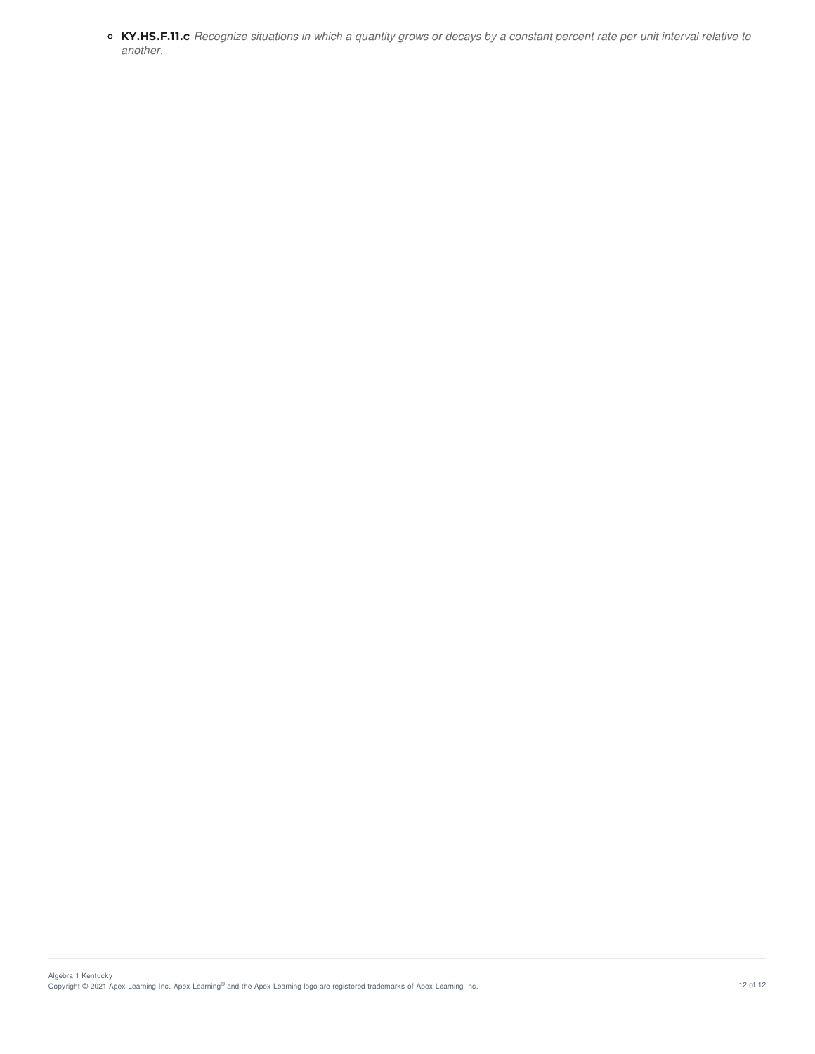- **KY.HS.F.11.c** *Recognize situations in which a quantity grows or decays by a constant percent rate per unit interval relative to another.*